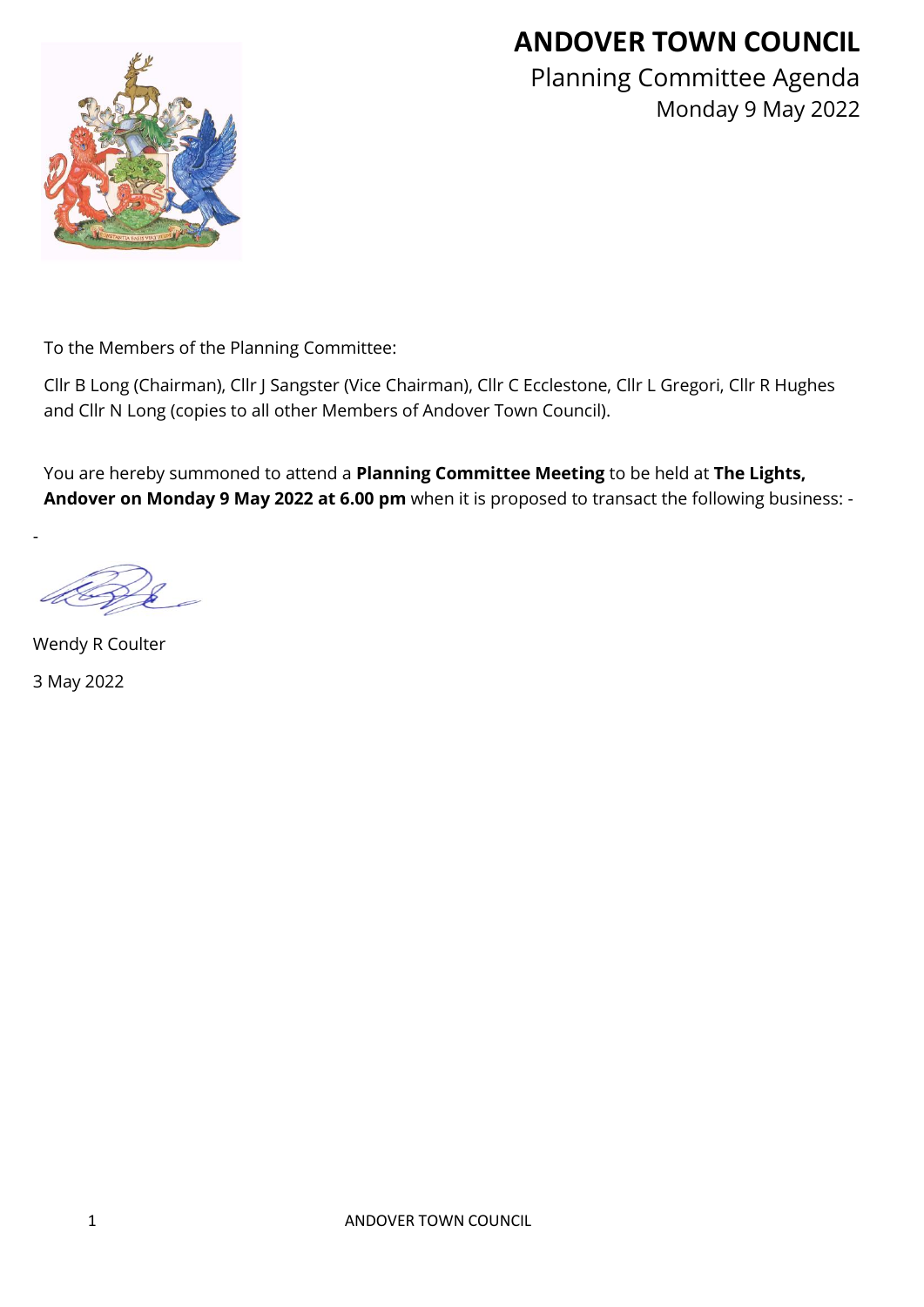# ANDOVER TOWN COUNCIL

## Planning Committee Agenda

Monday 9 May 2022

To the Members of the Planning Committee:

Cllr B Long (Chairman), Cllr J Sangster (Vice Chairman), Cllr C Ecclestone, Cllr L Gregori, Cllr R Hughes and Cllr N Long (copies to all other Members of Andover Town Council).

You are hereby summoned to attend a **Planning Committee Meeting** to be held at **The Lights, Andover on Monday 9 May 2022 at 6.00 pm** when it is proposed to transact the following business: -

-

Wendy R Coulter

3 May 2022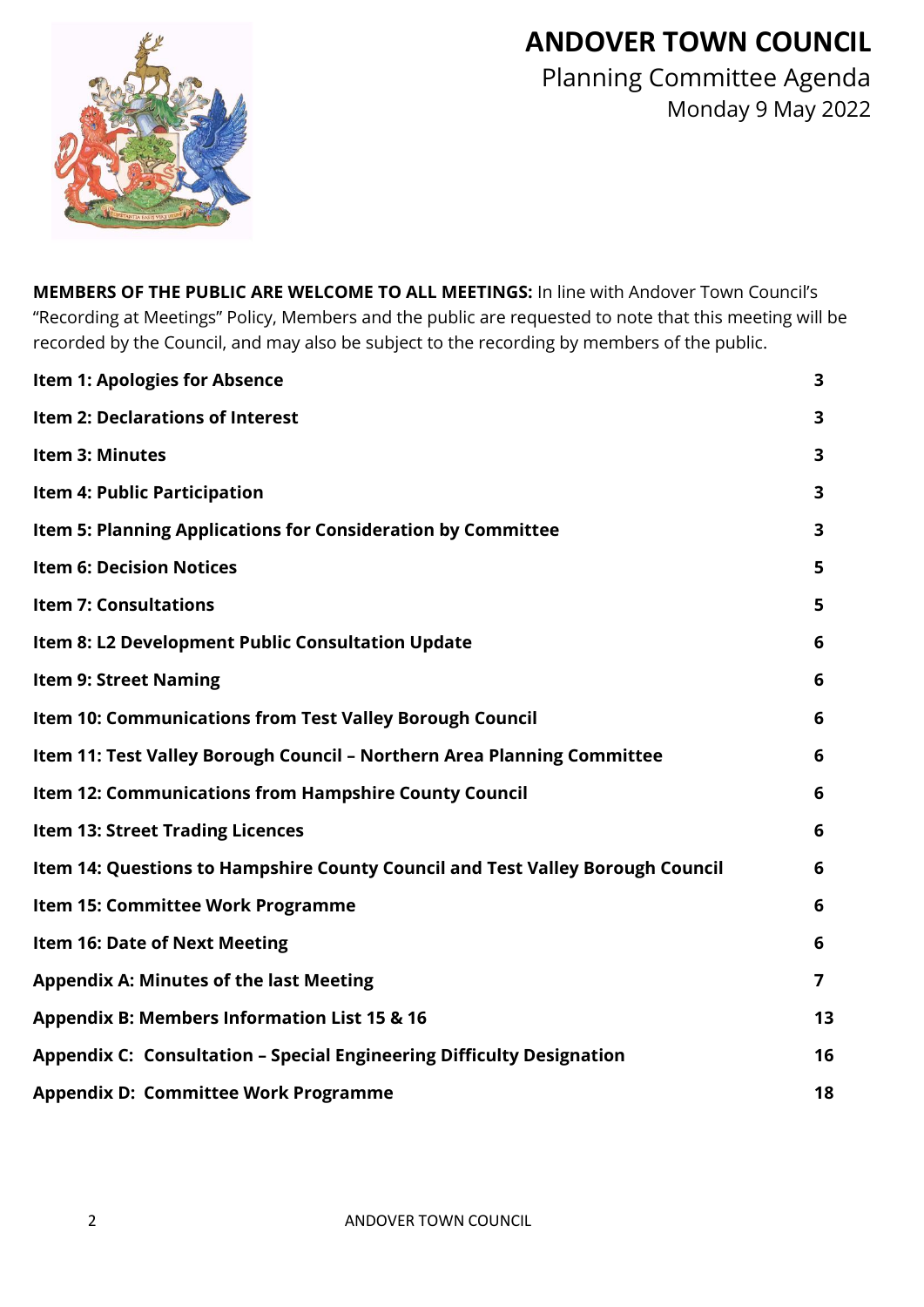# ANDOVER TOWN COUNCIL

## Planning Committee Agenda

Monday 9 May 2022

**MEMBERS OF THE PUBLIC ARE WELCOME TO ALL MEETINGS:** In line with Andover Town Council's "Recording at Meetings" Policy, Members and the public are requested to note that this meeting will be recorded by the Council, and may also be subject to the recording by members of the public.

| | |
|---|---|
| **Item 1: Apologies for Absence** | **3** |
| **Item 2: Declarations of Interest** | **3** |
| **Item 3: Minutes** | **3** |
| **Item 4: Public Participation** | **3** |
| **Item 5: Planning Applications for Consideration by Committee** | **3** |
| **Item 6: Decision Notices** | **5** |
| **Item 7: Consultations** | **5** |
| **Item 8: L2 Development Public Consultation Update** | **6** |
| **Item 9: Street Naming** | **6** |
| **Item 10: Communications from Test Valley Borough Council** | **6** |
| **Item 11: Test Valley Borough Council – Northern Area Planning Committee** | **6** |
| **Item 12: Communications from Hampshire County Council** | **6** |
| **Item 13: Street Trading Licences** | **6** |
| **Item 14: Questions to Hampshire County Council and Test Valley Borough Council** | **6** |
| **Item 15: Committee Work Programme** | **6** |
| **Item 16: Date of Next Meeting** | **6** |
| **Appendix A: Minutes of the last Meeting** | **7** |
| **Appendix B: Members Information List 15 & 16** | **13** |
| **Appendix C: Consultation – Special Engineering Difficulty Designation** | **16** |
| **Appendix D: Committee Work Programme** | **18** |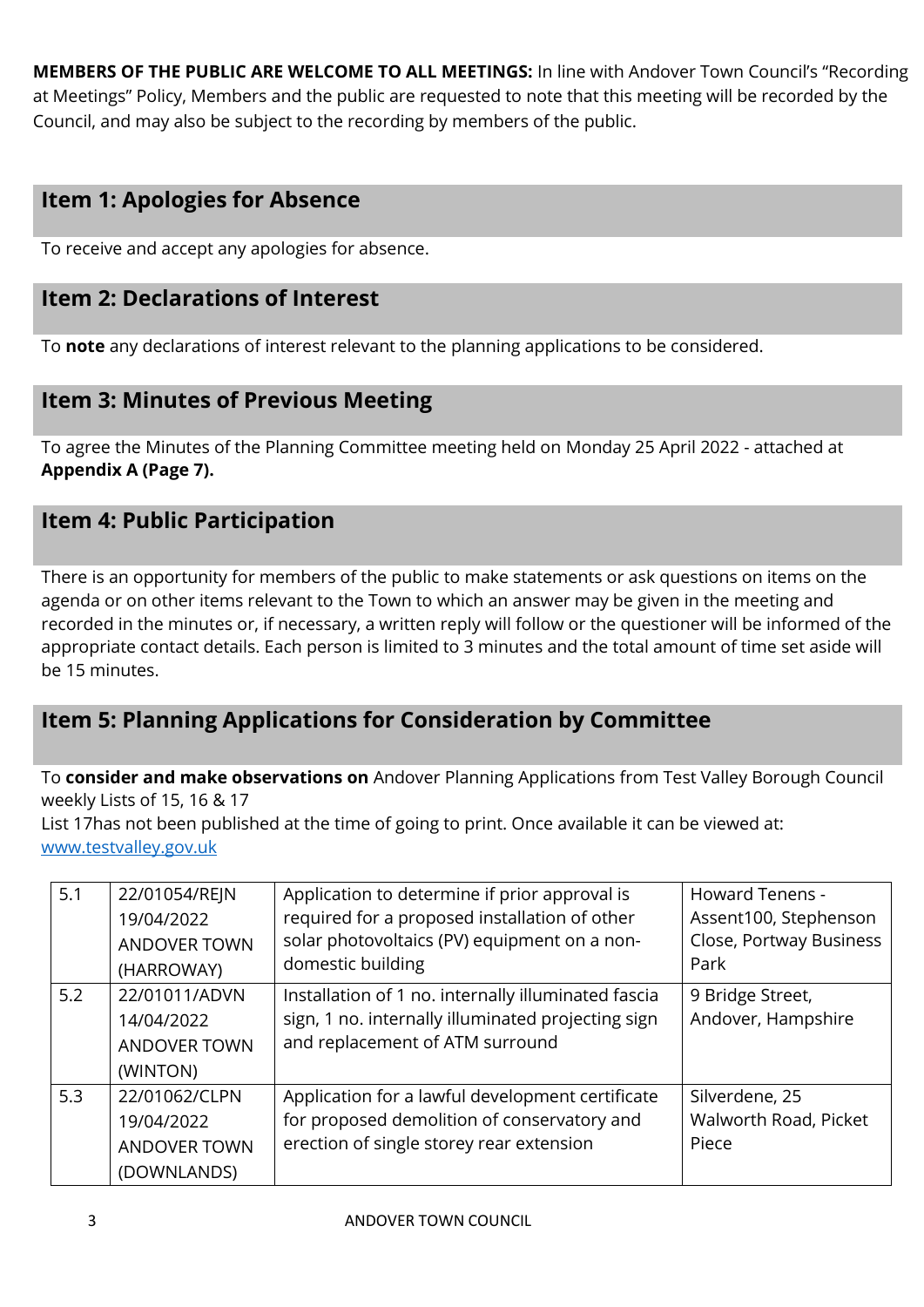**MEMBERS OF THE PUBLIC ARE WELCOME TO ALL MEETINGS:** In line with Andover Town Council's "Recording at Meetings" Policy, Members and the public are requested to note that this meeting will be recorded by the Council, and may also be subject to the recording by members of the public.

## Item 1: Apologies for Absence

To receive and accept any apologies for absence.

## Item 2: Declarations of Interest

To **note** any declarations of interest relevant to the planning applications to be considered.

## Item 3: Minutes of Previous Meeting

To agree the Minutes of the Planning Committee meeting held on Monday 25 April 2022 - attached at **Appendix A (Page 7).**

## Item 4: Public Participation

There is an opportunity for members of the public to make statements or ask questions on items on the agenda or on other items relevant to the Town to which an answer may be given in the meeting and recorded in the minutes or, if necessary, a written reply will follow or the questioner will be informed of the appropriate contact details. Each person is limited to 3 minutes and the total amount of time set aside will be 15 minutes.

## Item 5: Planning Applications for Consideration by Committee

To **consider and make observations on** Andover Planning Applications from Test Valley Borough Council weekly Lists of 15, 16 & 17
List 17has not been published at the time of going to print. Once available it can be viewed at: www.testvalley.gov.uk

| | | | |
|---|---|---|---|
| 5.1 | 22/01054/REJN 19/04/2022 ANDOVER TOWN (HARROWAY) | Application to determine if prior approval is required for a proposed installation of other solar photovoltaics (PV) equipment on a non-domestic building | Howard Tenens - Assent100, Stephenson Close, Portway Business Park |
| 5.2 | 22/01011/ADVN 14/04/2022 ANDOVER TOWN (WINTON) | Installation of 1 no. internally illuminated fascia sign, 1 no. internally illuminated projecting sign and replacement of ATM surround | 9 Bridge Street, Andover, Hampshire |
| 5.3 | 22/01062/CLPN 19/04/2022 ANDOVER TOWN (DOWNLANDS) | Application for a lawful development certificate for proposed demolition of conservatory and erection of single storey rear extension | Silverdene, 25 Walworth Road, Picket Piece |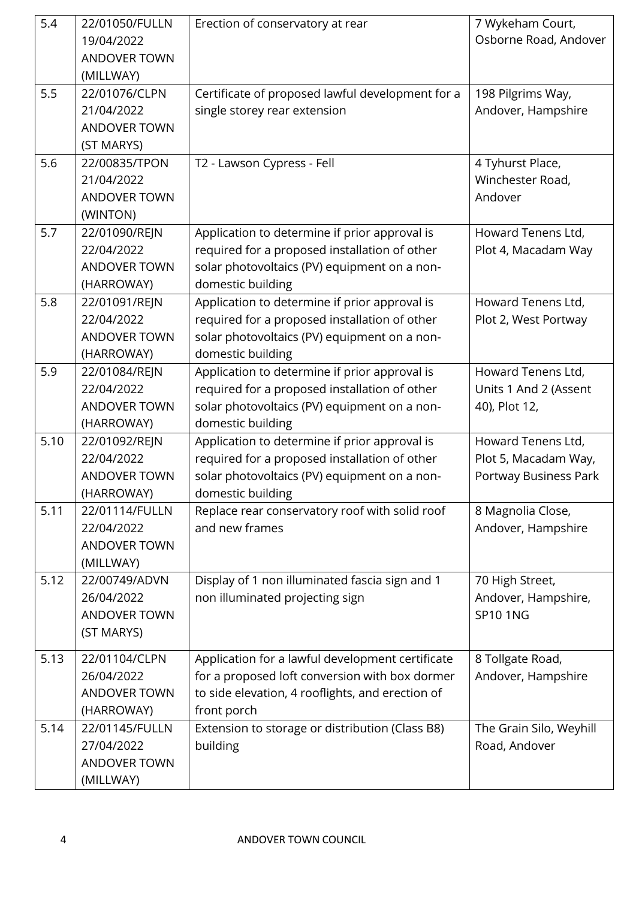| | | | |
|---|---|---|---|
| 5.4 | 22/01050/FULLN 19/04/2022 ANDOVER TOWN (MILLWAY) | Erection of conservatory at rear | 7 Wykeham Court, Osborne Road, Andover |
| 5.5 | 22/01076/CLPN 21/04/2022 ANDOVER TOWN (ST MARYS) | Certificate of proposed lawful development for a single storey rear extension | 198 Pilgrims Way, Andover, Hampshire |
| 5.6 | 22/00835/TPON 21/04/2022 ANDOVER TOWN (WINTON) | T2 - Lawson Cypress - Fell | 4 Tyhurst Place, Winchester Road, Andover |
| 5.7 | 22/01090/REJN 22/04/2022 ANDOVER TOWN (HARROWAY) | Application to determine if prior approval is required for a proposed installation of other solar photovoltaics (PV) equipment on a non-domestic building | Howard Tenens Ltd, Plot 4, Macadam Way |
| 5.8 | 22/01091/REJN 22/04/2022 ANDOVER TOWN (HARROWAY) | Application to determine if prior approval is required for a proposed installation of other solar photovoltaics (PV) equipment on a non-domestic building | Howard Tenens Ltd, Plot 2, West Portway |
| 5.9 | 22/01084/REJN 22/04/2022 ANDOVER TOWN (HARROWAY) | Application to determine if prior approval is required for a proposed installation of other solar photovoltaics (PV) equipment on a non-domestic building | Howard Tenens Ltd, Units 1 And 2 (Assent 40), Plot 12, |
| 5.10 | 22/01092/REJN 22/04/2022 ANDOVER TOWN (HARROWAY) | Application to determine if prior approval is required for a proposed installation of other solar photovoltaics (PV) equipment on a non-domestic building | Howard Tenens Ltd, Plot 5, Macadam Way, Portway Business Park |
| 5.11 | 22/01114/FULLN 22/04/2022 ANDOVER TOWN (MILLWAY) | Replace rear conservatory roof with solid roof and new frames | 8 Magnolia Close, Andover, Hampshire |
| 5.12 | 22/00749/ADVN 26/04/2022 ANDOVER TOWN (ST MARYS) | Display of 1 non illuminated fascia sign and 1 non illuminated projecting sign | 70 High Street, Andover, Hampshire, SP10 1NG |
| 5.13 | 22/01104/CLPN 26/04/2022 ANDOVER TOWN (HARROWAY) | Application for a lawful development certificate for a proposed loft conversion with box dormer to side elevation, 4 rooflights, and erection of front porch | 8 Tollgate Road, Andover, Hampshire |
| 5.14 | 22/01145/FULLN 27/04/2022 ANDOVER TOWN (MILLWAY) | Extension to storage or distribution (Class B8) building | The Grain Silo, Weyhill Road, Andover |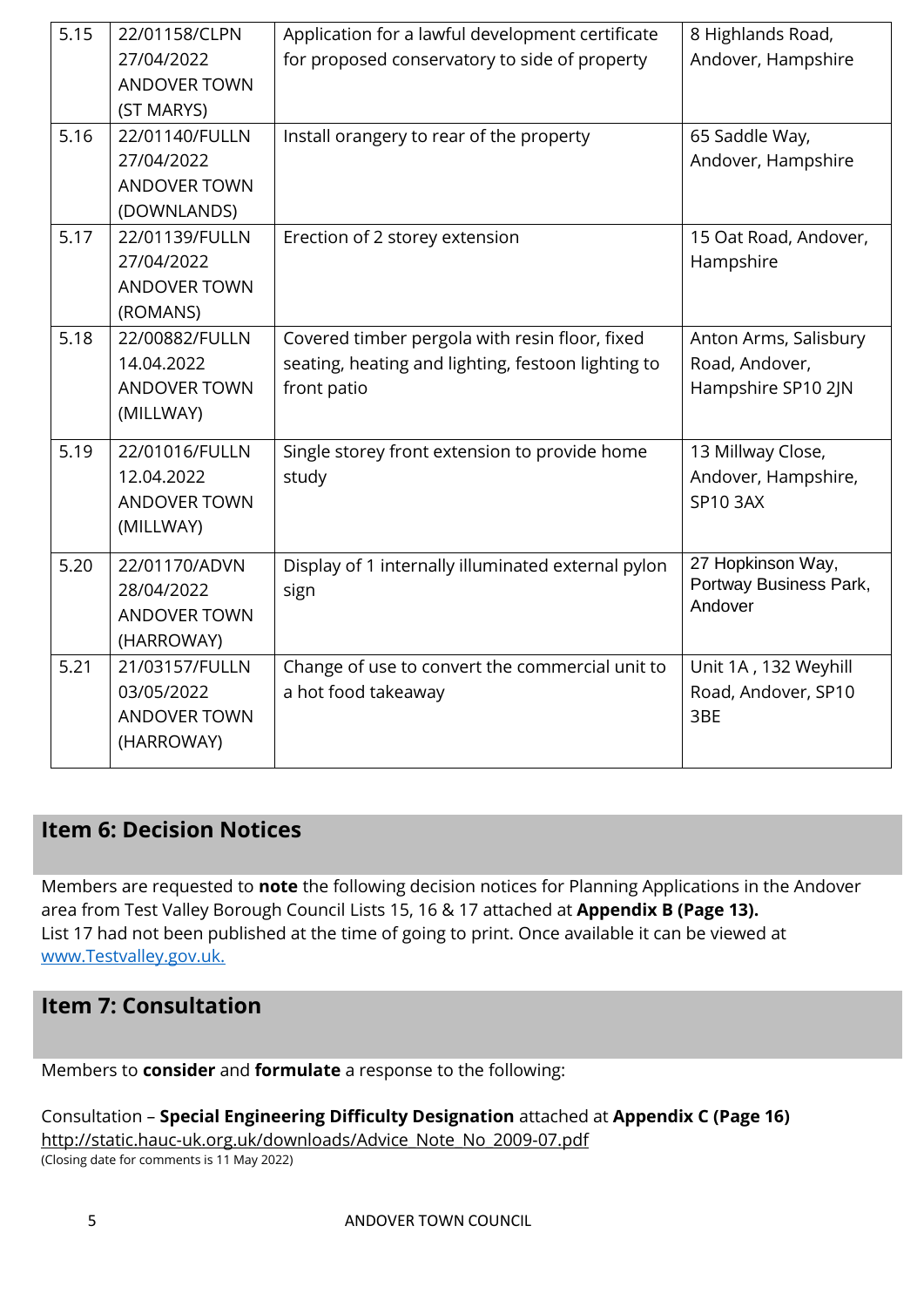| | | | |
|---|---|---|---|
| 5.15 | 22/01158/CLPN 27/04/2022 ANDOVER TOWN (ST MARYS) | Application for a lawful development certificate for proposed conservatory to side of property | 8 Highlands Road, Andover, Hampshire |
| 5.16 | 22/01140/FULLN 27/04/2022 ANDOVER TOWN (DOWNLANDS) | Install orangery to rear of the property | 65 Saddle Way, Andover, Hampshire |
| 5.17 | 22/01139/FULLN 27/04/2022 ANDOVER TOWN (ROMANS) | Erection of 2 storey extension | 15 Oat Road, Andover, Hampshire |
| 5.18 | 22/00882/FULLN 14.04.2022 ANDOVER TOWN (MILLWAY) | Covered timber pergola with resin floor, fixed seating, heating and lighting, festoon lighting to front patio | Anton Arms, Salisbury Road, Andover, Hampshire SP10 2JN |
| 5.19 | 22/01016/FULLN 12.04.2022 ANDOVER TOWN (MILLWAY) | Single storey front extension to provide home study | 13 Millway Close, Andover, Hampshire, SP10 3AX |
| 5.20 | 22/01170/ADVN 28/04/2022 ANDOVER TOWN (HARROWAY) | Display of 1 internally illuminated external pylon sign | 27 Hopkinson Way, Portway Business Park, Andover |
| 5.21 | 21/03157/FULLN 03/05/2022 ANDOVER TOWN (HARROWAY) | Change of use to convert the commercial unit to a hot food takeaway | Unit 1A , 132 Weyhill Road, Andover, SP10 3BE |

## Item 6: Decision Notices

Members are requested to **note** the following decision notices for Planning Applications in the Andover area from Test Valley Borough Council Lists 15, 16 & 17 attached at **Appendix B (Page 13).**
List 17 had not been published at the time of going to print. Once available it can be viewed at www.Testvalley.gov.uk.

## Item 7: Consultation

Members to **consider** and **formulate** a response to the following:

Consultation – **Special Engineering Difficulty Designation** attached at **Appendix C (Page 16)**
http://static.hauc-uk.org.uk/downloads/Advice_Note_No_2009-07.pdf
(Closing date for comments is 11 May 2022)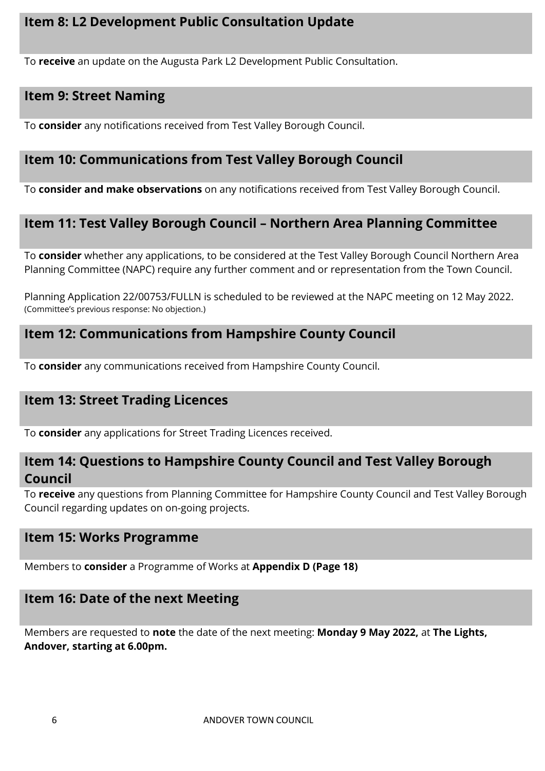## Item 8: L2 Development Public Consultation Update

To **receive** an update on the Augusta Park L2 Development Public Consultation.

## Item 9: Street Naming

To **consider** any notifications received from Test Valley Borough Council.

## Item 10: Communications from Test Valley Borough Council

To **consider and make observations** on any notifications received from Test Valley Borough Council.

## Item 11: Test Valley Borough Council – Northern Area Planning Committee

To **consider** whether any applications, to be considered at the Test Valley Borough Council Northern Area Planning Committee (NAPC) require any further comment and or representation from the Town Council.

Planning Application 22/00753/FULLN is scheduled to be reviewed at the NAPC meeting on 12 May 2022. (Committee's previous response: No objection.)

## Item 12: Communications from Hampshire County Council

To **consider** any communications received from Hampshire County Council.

## Item 13: Street Trading Licences

To **consider** any applications for Street Trading Licences received.

## Item 14: Questions to Hampshire County Council and Test Valley Borough Council

To **receive** any questions from Planning Committee for Hampshire County Council and Test Valley Borough Council regarding updates on on-going projects.

## Item 15: Works Programme

Members to **consider** a Programme of Works at **Appendix D (Page 18)**

## Item 16: Date of the next Meeting

Members are requested to **note** the date of the next meeting: **Monday 9 May 2022,** at **The Lights, Andover, starting at 6.00pm.**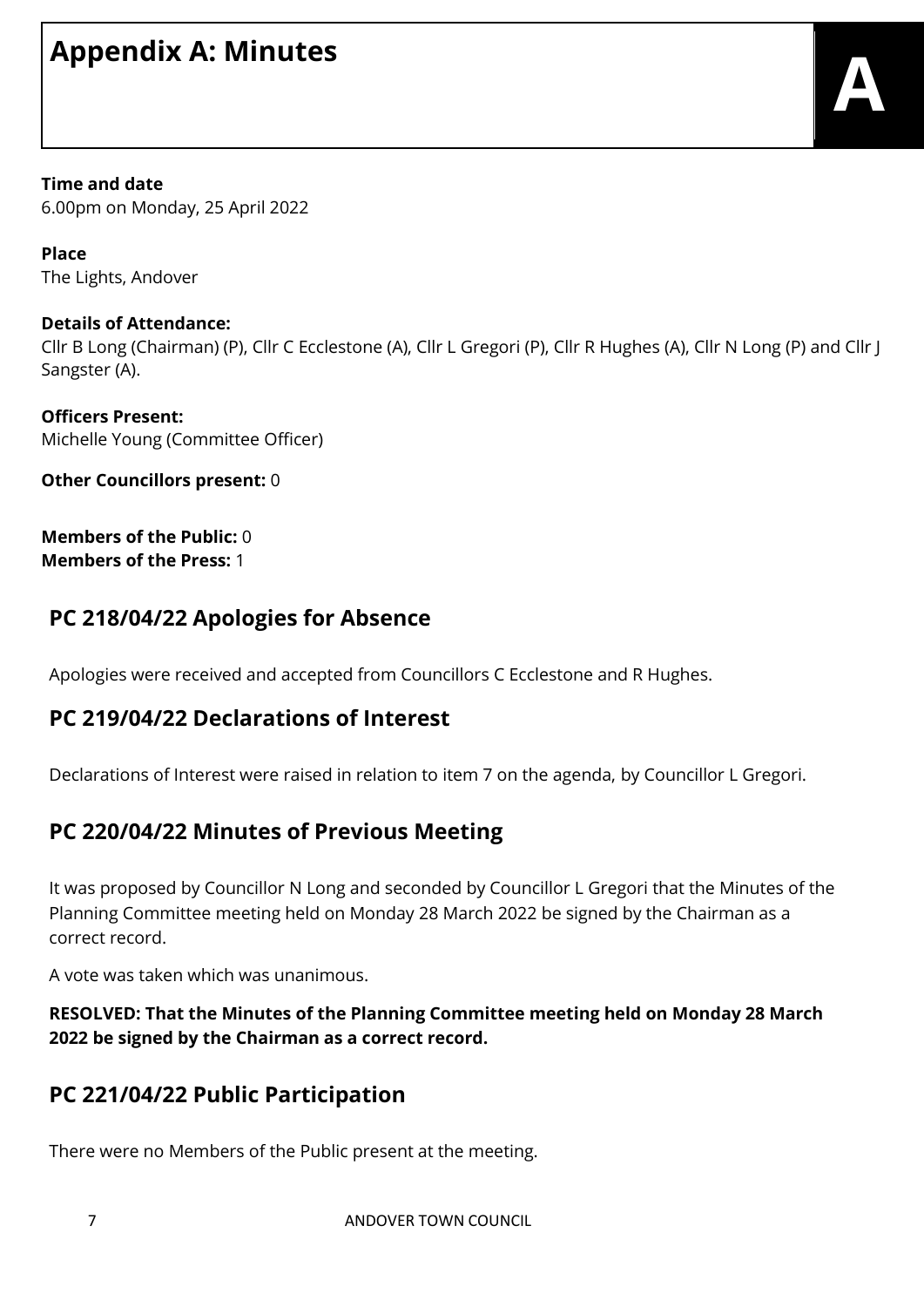# Appendix A: Minutes

A

**Time and date**
6.00pm on Monday, 25 April 2022

**Place**
The Lights, Andover

**Details of Attendance:**
Cllr B Long (Chairman) (P), Cllr C Ecclestone (A), Cllr L Gregori (P), Cllr R Hughes (A), Cllr N Long (P) and Cllr J Sangster (A).

**Officers Present:**
Michelle Young (Committee Officer)

**Other Councillors present:** 0

**Members of the Public:** 0
**Members of the Press:** 1

## PC 218/04/22 Apologies for Absence

Apologies were received and accepted from Councillors C Ecclestone and R Hughes.

## PC 219/04/22 Declarations of Interest

Declarations of Interest were raised in relation to item 7 on the agenda, by Councillor L Gregori.

## PC 220/04/22 Minutes of Previous Meeting

It was proposed by Councillor N Long and seconded by Councillor L Gregori that the Minutes of the Planning Committee meeting held on Monday 28 March 2022 be signed by the Chairman as a correct record.

A vote was taken which was unanimous.

**RESOLVED: That the Minutes of the Planning Committee meeting held on Monday 28 March 2022 be signed by the Chairman as a correct record.**

## PC 221/04/22 Public Participation

There were no Members of the Public present at the meeting.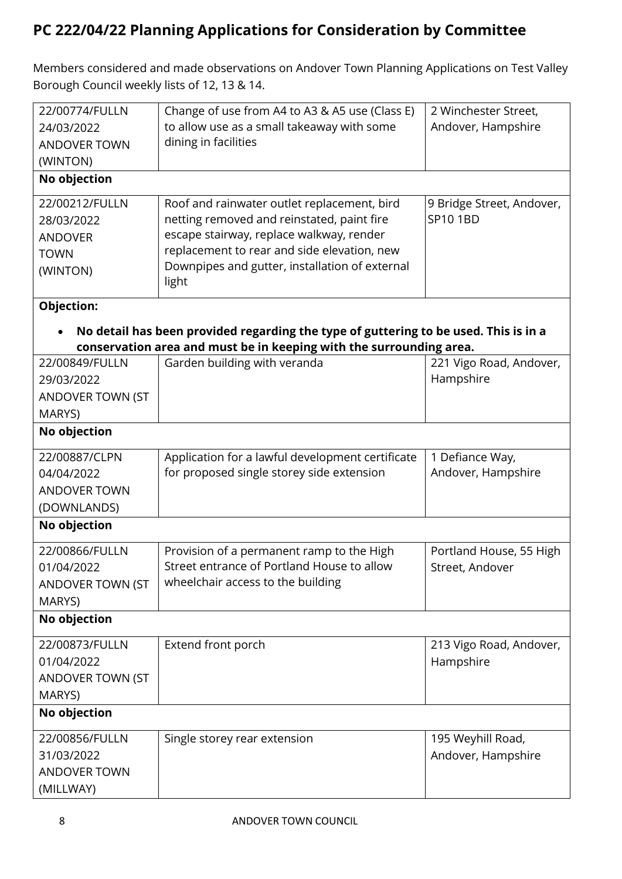## PC 222/04/22 Planning Applications for Consideration by Committee

Members considered and made observations on Andover Town Planning Applications on Test Valley Borough Council weekly lists of 12, 13 & 14.

| | | |
|---|---|---|
| 22/00774/FULLN 24/03/2022 ANDOVER TOWN (WINTON) | Change of use from A4 to A3 & A5 use (Class E) to allow use as a small takeaway with some dining in facilities | 2 Winchester Street, Andover, Hampshire |
| **No objection** | | |
| 22/00212/FULLN 28/03/2022 ANDOVER TOWN (WINTON) | Roof and rainwater outlet replacement, bird netting removed and reinstated, paint fire escape stairway, replace walkway, render replacement to rear and side elevation, new Downpipes and gutter, installation of external light | 9 Bridge Street, Andover, SP10 1BD |
| **Objection:** <br> • **No detail has been provided regarding the type of guttering to be used. This is in a conservation area and must be in keeping with the surrounding area.** | | |
| 22/00849/FULLN 29/03/2022 ANDOVER TOWN (ST MARYS) | Garden building with veranda | 221 Vigo Road, Andover, Hampshire |
| **No objection** | | |
| 22/00887/CLPN 04/04/2022 ANDOVER TOWN (DOWNLANDS) | Application for a lawful development certificate for proposed single storey side extension | 1 Defiance Way, Andover, Hampshire |
| **No objection** | | |
| 22/00866/FULLN 01/04/2022 ANDOVER TOWN (ST MARYS) | Provision of a permanent ramp to the High Street entrance of Portland House to allow wheelchair access to the building | Portland House, 55 High Street, Andover |
| **No objection** | | |
| 22/00873/FULLN 01/04/2022 ANDOVER TOWN (ST MARYS) | Extend front porch | 213 Vigo Road, Andover, Hampshire |
| **No objection** | | |
| 22/00856/FULLN 31/03/2022 ANDOVER TOWN (MILLWAY) | Single storey rear extension | 195 Weyhill Road, Andover, Hampshire |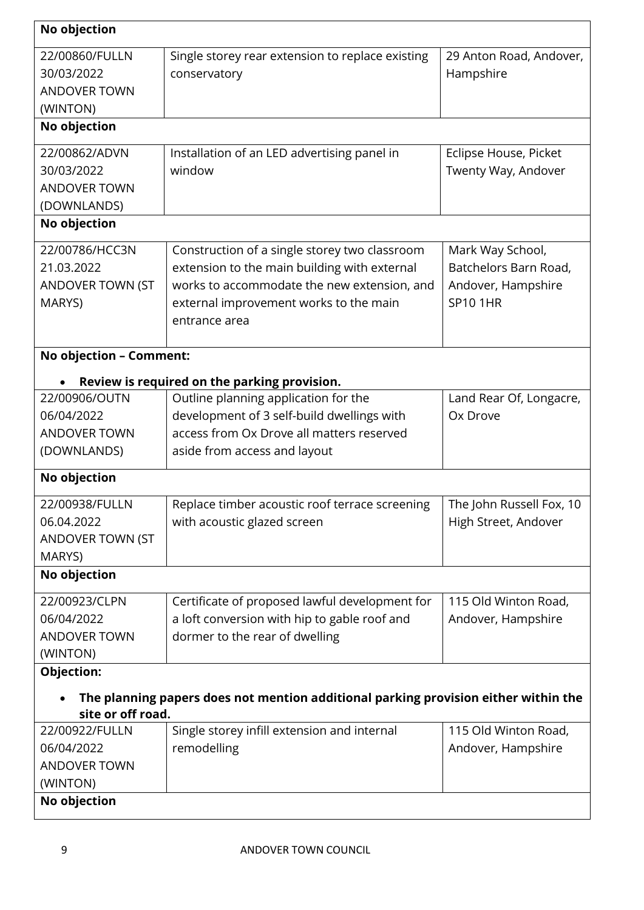| | | |
|---|---|---|
| **No objection** | | |
| 22/00860/FULLN<br>30/03/2022<br>ANDOVER TOWN (WINTON) | Single storey rear extension to replace existing conservatory | 29 Anton Road, Andover, Hampshire |
| **No objection** | | |
| 22/00862/ADVN<br>30/03/2022<br>ANDOVER TOWN (DOWNLANDS) | Installation of an LED advertising panel in window | Eclipse House, Picket Twenty Way, Andover |
| **No objection** | | |
| 22/00786/HCC3N<br>21.03.2022<br>ANDOVER TOWN (ST MARYS) | Construction of a single storey two classroom extension to the main building with external works to accommodate the new extension, and external improvement works to the main entrance area | Mark Way School, Batchelors Barn Road, Andover, Hampshire SP10 1HR |
| **No objection – Comment:**<br>• **Review is required on the parking provision.** | | |
| 22/00906/OUTN<br>06/04/2022<br>ANDOVER TOWN (DOWNLANDS) | Outline planning application for the development of 3 self-build dwellings with access from Ox Drove all matters reserved aside from access and layout | Land Rear Of, Longacre, Ox Drove |
| **No objection** | | |
| 22/00938/FULLN<br>06.04.2022<br>ANDOVER TOWN (ST MARYS) | Replace timber acoustic roof terrace screening with acoustic glazed screen | The John Russell Fox, 10 High Street, Andover |
| **No objection** | | |
| 22/00923/CLPN<br>06/04/2022<br>ANDOVER TOWN (WINTON) | Certificate of proposed lawful development for a loft conversion with hip to gable roof and dormer to the rear of dwelling | 115 Old Winton Road, Andover, Hampshire |
| **Objection:**<br>• **The planning papers does not mention additional parking provision either within the site or off road.** | | |
| 22/00922/FULLN<br>06/04/2022<br>ANDOVER TOWN (WINTON) | Single storey infill extension and internal remodelling | 115 Old Winton Road, Andover, Hampshire |
| **No objection** | | |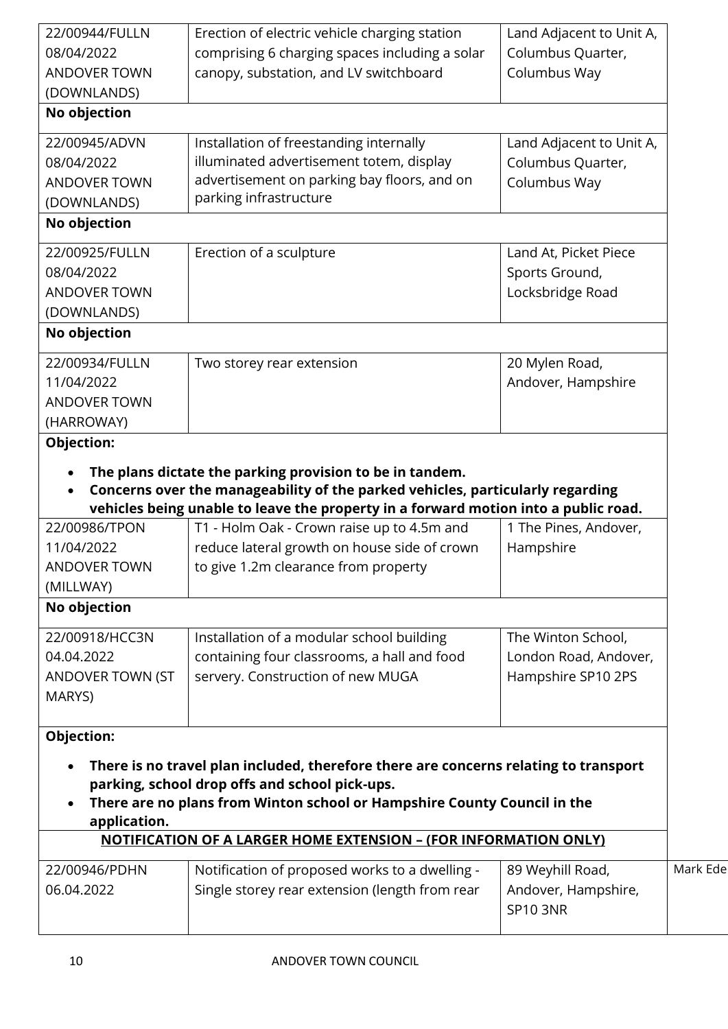| | | |
|---|---|---|
| 22/00944/FULLN<br>08/04/2022<br>ANDOVER TOWN (DOWNLANDS) | Erection of electric vehicle charging station comprising 6 charging spaces including a solar canopy, substation, and LV switchboard | Land Adjacent to Unit A, Columbus Quarter, Columbus Way |
| **No objection** | | |
| 22/00945/ADVN<br>08/04/2022<br>ANDOVER TOWN (DOWNLANDS) | Installation of freestanding internally illuminated advertisement totem, display advertisement on parking bay floors, and on parking infrastructure | Land Adjacent to Unit A, Columbus Quarter, Columbus Way |
| **No objection** | | |
| 22/00925/FULLN<br>08/04/2022<br>ANDOVER TOWN (DOWNLANDS) | Erection of a sculpture | Land At, Picket Piece Sports Ground, Locksbridge Road |
| **No objection** | | |
| 22/00934/FULLN<br>11/04/2022<br>ANDOVER TOWN (HARROWAY) | Two storey rear extension | 20 Mylen Road, Andover, Hampshire |
| **Objection:**<br>• **The plans dictate the parking provision to be in tandem.**<br>• **Concerns over the manageability of the parked vehicles, particularly regarding vehicles being unable to leave the property in a forward motion into a public road.** | | |
| 22/00986/TPON<br>11/04/2022<br>ANDOVER TOWN (MILLWAY) | T1 - Holm Oak - Crown raise up to 4.5m and reduce lateral growth on house side of crown to give 1.2m clearance from property | 1 The Pines, Andover, Hampshire |
| **No objection** | | |
| 22/00918/HCC3N<br>04.04.2022<br>ANDOVER TOWN (ST MARYS) | Installation of a modular school building containing four classrooms, a hall and food servery. Construction of new MUGA | The Winton School, London Road, Andover, Hampshire SP10 2PS |
| **Objection:**<br>• **There is no travel plan included, therefore there are concerns relating to transport parking, school drop offs and school pick-ups.**<br>• **There are no plans from Winton school or Hampshire County Council in the application.** | | |

**NOTIFICATION OF A LARGER HOME EXTENSION – (FOR INFORMATION ONLY)**

| | | | |
|---|---|---|---|
| 22/00946/PDHN<br>06.04.2022 | Notification of proposed works to a dwelling - Single storey rear extension (length from rear | 89 Weyhill Road, Andover, Hampshire, SP10 3NR | Mark Ede |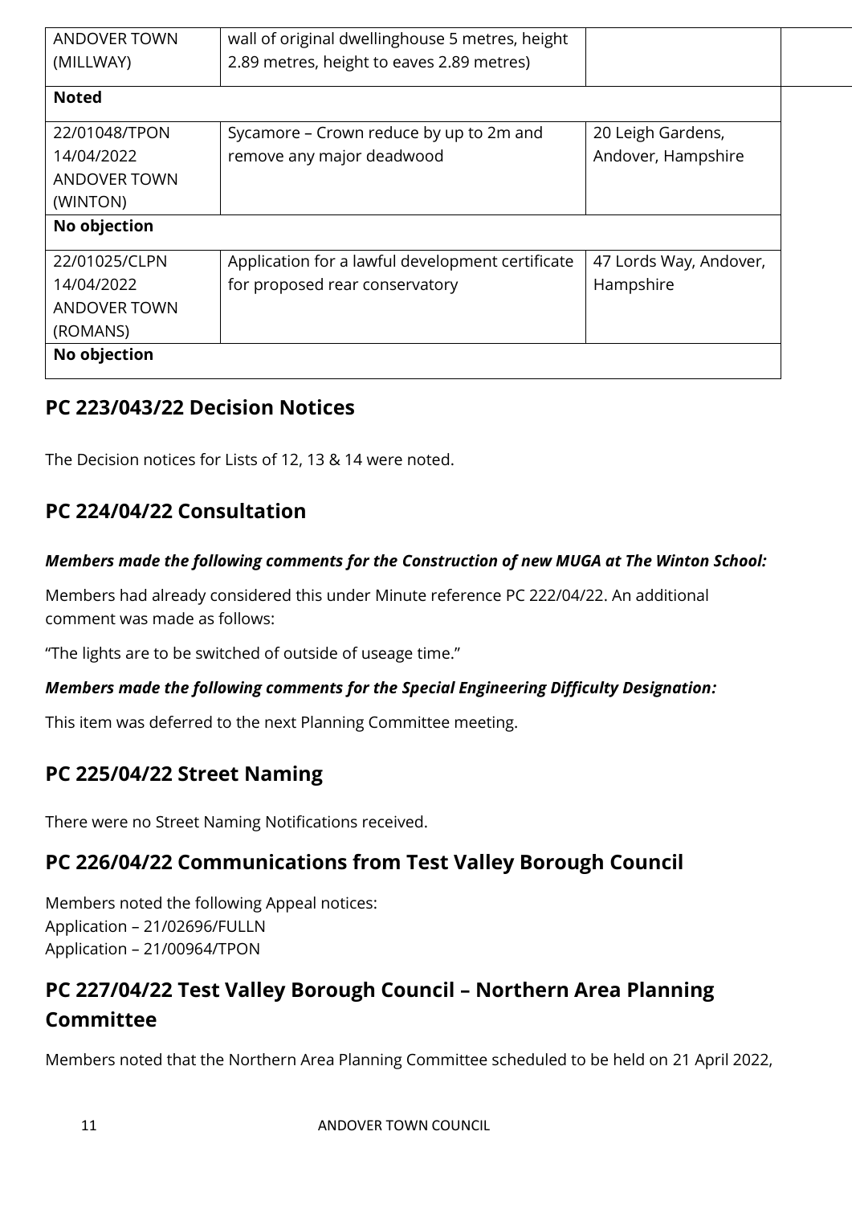| | | | |
|---|---|---|---|
| ANDOVER TOWN (MILLWAY) | wall of original dwellinghouse 5 metres, height 2.89 metres, height to eaves 2.89 metres) | | |
| **Noted** | | | |
| 22/01048/TPON 14/04/2022 ANDOVER TOWN (WINTON) | Sycamore – Crown reduce by up to 2m and remove any major deadwood | 20 Leigh Gardens, Andover, Hampshire | |
| **No objection** | | | |
| 22/01025/CLPN 14/04/2022 ANDOVER TOWN (ROMANS) | Application for a lawful development certificate for proposed rear conservatory | 47 Lords Way, Andover, Hampshire | |
| **No objection** | | | |

## PC 223/043/22 Decision Notices

The Decision notices for Lists of 12, 13 & 14 were noted.

## PC 224/04/22 Consultation

***Members made the following comments for the Construction of new MUGA at The Winton School:***

Members had already considered this under Minute reference PC 222/04/22. An additional comment was made as follows:

"The lights are to be switched of outside of useage time."

***Members made the following comments for the Special Engineering Difficulty Designation:***

This item was deferred to the next Planning Committee meeting.

## PC 225/04/22 Street Naming

There were no Street Naming Notifications received.

## PC 226/04/22 Communications from Test Valley Borough Council

Members noted the following Appeal notices:
Application – 21/02696/FULLN
Application – 21/00964/TPON

## PC 227/04/22 Test Valley Borough Council – Northern Area Planning Committee

Members noted that the Northern Area Planning Committee scheduled to be held on 21 April 2022,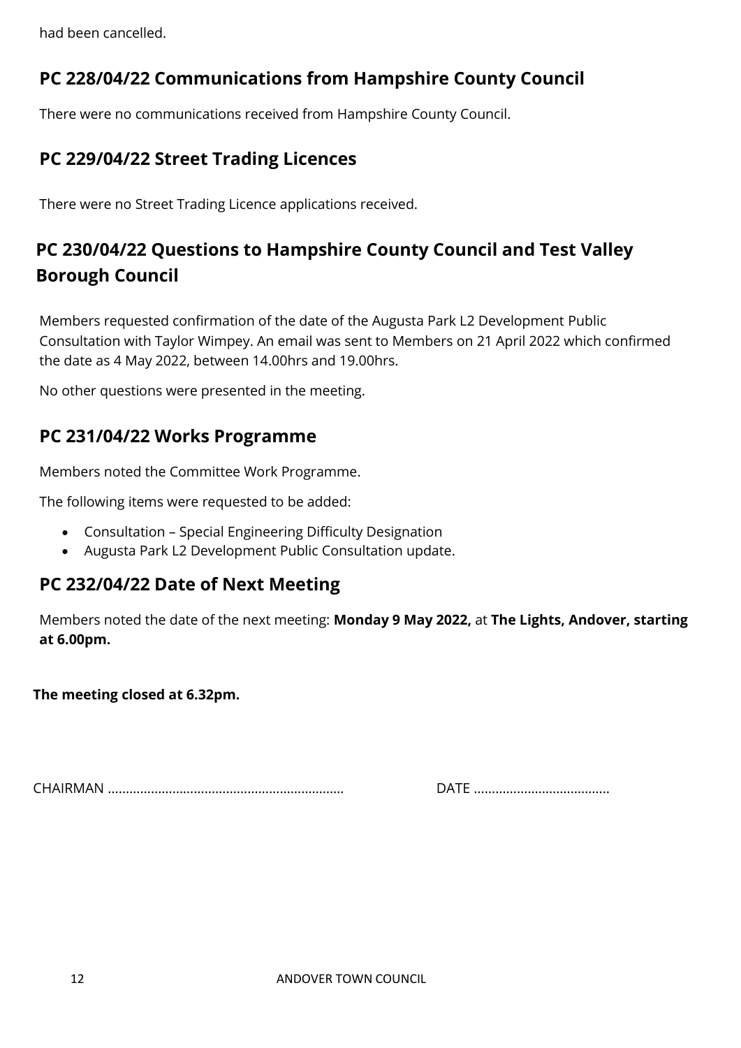had been cancelled.

## PC 228/04/22 Communications from Hampshire County Council

There were no communications received from Hampshire County Council.

## PC 229/04/22 Street Trading Licences

There were no Street Trading Licence applications received.

## PC 230/04/22 Questions to Hampshire County Council and Test Valley Borough Council

Members requested confirmation of the date of the Augusta Park L2 Development Public Consultation with Taylor Wimpey. An email was sent to Members on 21 April 2022 which confirmed the date as 4 May 2022, between 14.00hrs and 19.00hrs.

No other questions were presented in the meeting.

## PC 231/04/22 Works Programme

Members noted the Committee Work Programme.

The following items were requested to be added:

- Consultation – Special Engineering Difficulty Designation
- Augusta Park L2 Development Public Consultation update.

## PC 232/04/22 Date of Next Meeting

Members noted the date of the next meeting: **Monday 9 May 2022,** at **The Lights, Andover, starting at 6.00pm.**

**The meeting closed at 6.32pm.**

CHAIRMAN ................................................................ DATE .....................................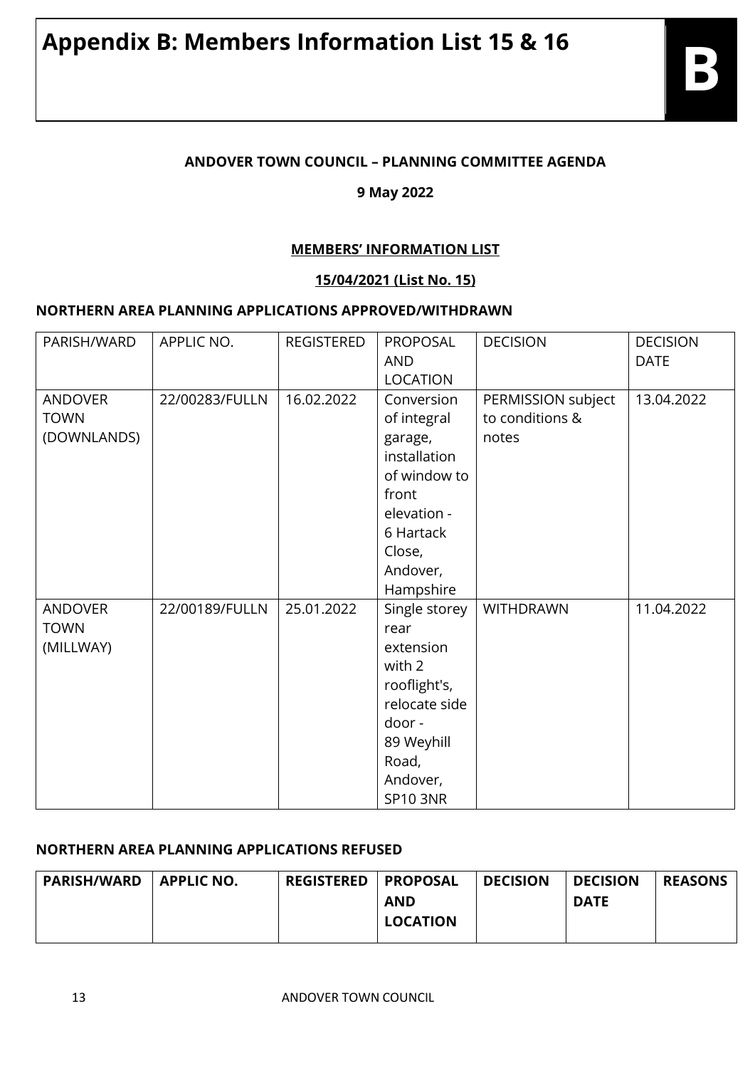# Appendix B: Members Information List 15 & 16

B

**ANDOVER TOWN COUNCIL – PLANNING COMMITTEE AGENDA**

**9 May 2022**

**MEMBERS' INFORMATION LIST**

**15/04/2021 (List No. 15)**

**NORTHERN AREA PLANNING APPLICATIONS APPROVED/WITHDRAWN**

| PARISH/WARD | APPLIC NO. | REGISTERED | PROPOSAL AND LOCATION | DECISION | DECISION DATE |
|---|---|---|---|---|---|
| ANDOVER TOWN (DOWNLANDS) | 22/00283/FULLN | 16.02.2022 | Conversion of integral garage, installation of window to front elevation - 6 Hartack Close, Andover, Hampshire | PERMISSION subject to conditions & notes | 13.04.2022 |
| ANDOVER TOWN (MILLWAY) | 22/00189/FULLN | 25.01.2022 | Single storey rear extension with 2 rooflight's, relocate side door - 89 Weyhill Road, Andover, SP10 3NR | WITHDRAWN | 11.04.2022 |

**NORTHERN AREA PLANNING APPLICATIONS REFUSED**

| PARISH/WARD | APPLIC NO. | REGISTERED | PROPOSAL AND LOCATION | DECISION | DECISION DATE | REASONS |
|---|---|---|---|---|---|---|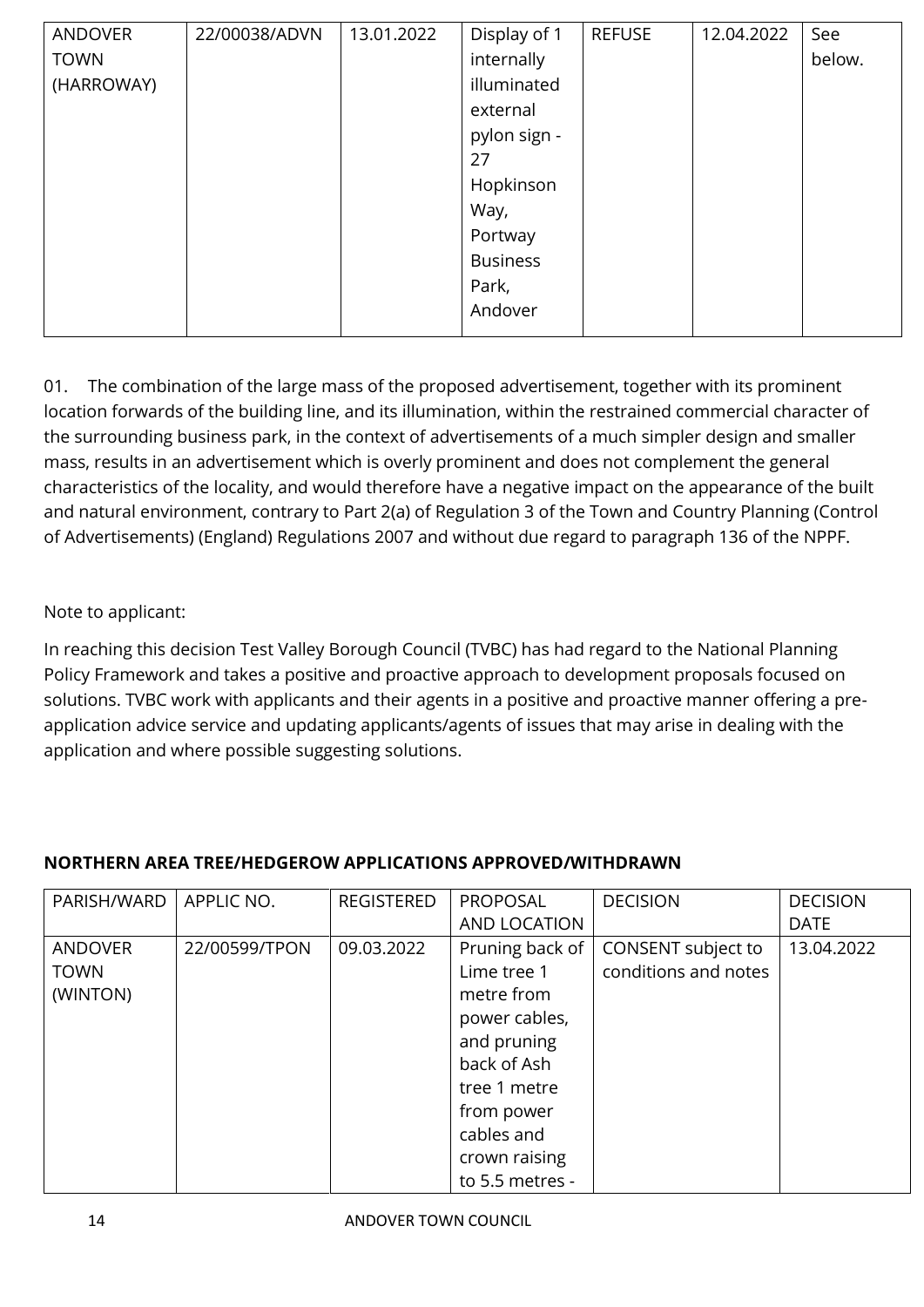| ANDOVER TOWN (HARROWAY) | 22/00038/ADVN | 13.01.2022 | Display of 1 internally illuminated external pylon sign - 27 Hopkinson Way, Portway Business Park, Andover | REFUSE | 12.04.2022 | See below. |
|---|---|---|---|---|---|---|

01. The combination of the large mass of the proposed advertisement, together with its prominent location forwards of the building line, and its illumination, within the restrained commercial character of the surrounding business park, in the context of advertisements of a much simpler design and smaller mass, results in an advertisement which is overly prominent and does not complement the general characteristics of the locality, and would therefore have a negative impact on the appearance of the built and natural environment, contrary to Part 2(a) of Regulation 3 of the Town and Country Planning (Control of Advertisements) (England) Regulations 2007 and without due regard to paragraph 136 of the NPPF.

Note to applicant:

In reaching this decision Test Valley Borough Council (TVBC) has had regard to the National Planning Policy Framework and takes a positive and proactive approach to development proposals focused on solutions. TVBC work with applicants and their agents in a positive and proactive manner offering a pre-application advice service and updating applicants/agents of issues that may arise in dealing with the application and where possible suggesting solutions.

**NORTHERN AREA TREE/HEDGEROW APPLICATIONS APPROVED/WITHDRAWN**

| PARISH/WARD | APPLIC NO. | REGISTERED | PROPOSAL AND LOCATION | DECISION | DECISION DATE |
|---|---|---|---|---|---|
| ANDOVER TOWN (WINTON) | 22/00599/TPON | 09.03.2022 | Pruning back of Lime tree 1 metre from power cables, and pruning back of Ash tree 1 metre from power cables and crown raising to 5.5 metres - | CONSENT subject to conditions and notes | 13.04.2022 |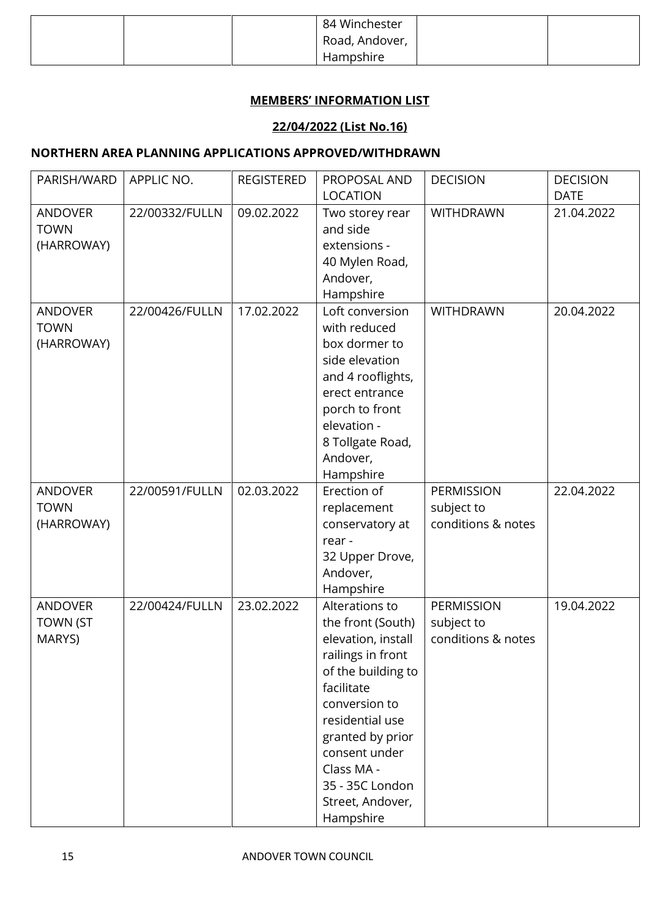| | | | 84 Winchester Road, Andover, Hampshire | | |
|---|---|---|---|---|---|

**MEMBERS' INFORMATION LIST**

**22/04/2022 (List No.16)**

## NORTHERN AREA PLANNING APPLICATIONS APPROVED/WITHDRAWN

| PARISH/WARD | APPLIC NO. | REGISTERED | PROPOSAL AND LOCATION | DECISION | DECISION DATE |
|---|---|---|---|---|---|
| ANDOVER TOWN (HARROWAY) | 22/00332/FULLN | 09.02.2022 | Two storey rear and side extensions - 40 Mylen Road, Andover, Hampshire | WITHDRAWN | 21.04.2022 |
| ANDOVER TOWN (HARROWAY) | 22/00426/FULLN | 17.02.2022 | Loft conversion with reduced box dormer to side elevation and 4 rooflights, erect entrance porch to front elevation - 8 Tollgate Road, Andover, Hampshire | WITHDRAWN | 20.04.2022 |
| ANDOVER TOWN (HARROWAY) | 22/00591/FULLN | 02.03.2022 | Erection of replacement conservatory at rear - 32 Upper Drove, Andover, Hampshire | PERMISSION subject to conditions & notes | 22.04.2022 |
| ANDOVER TOWN (ST MARYS) | 22/00424/FULLN | 23.02.2022 | Alterations to the front (South) elevation, install railings in front of the building to facilitate conversion to residential use granted by prior consent under Class MA - 35 - 35C London Street, Andover, Hampshire | PERMISSION subject to conditions & notes | 19.04.2022 |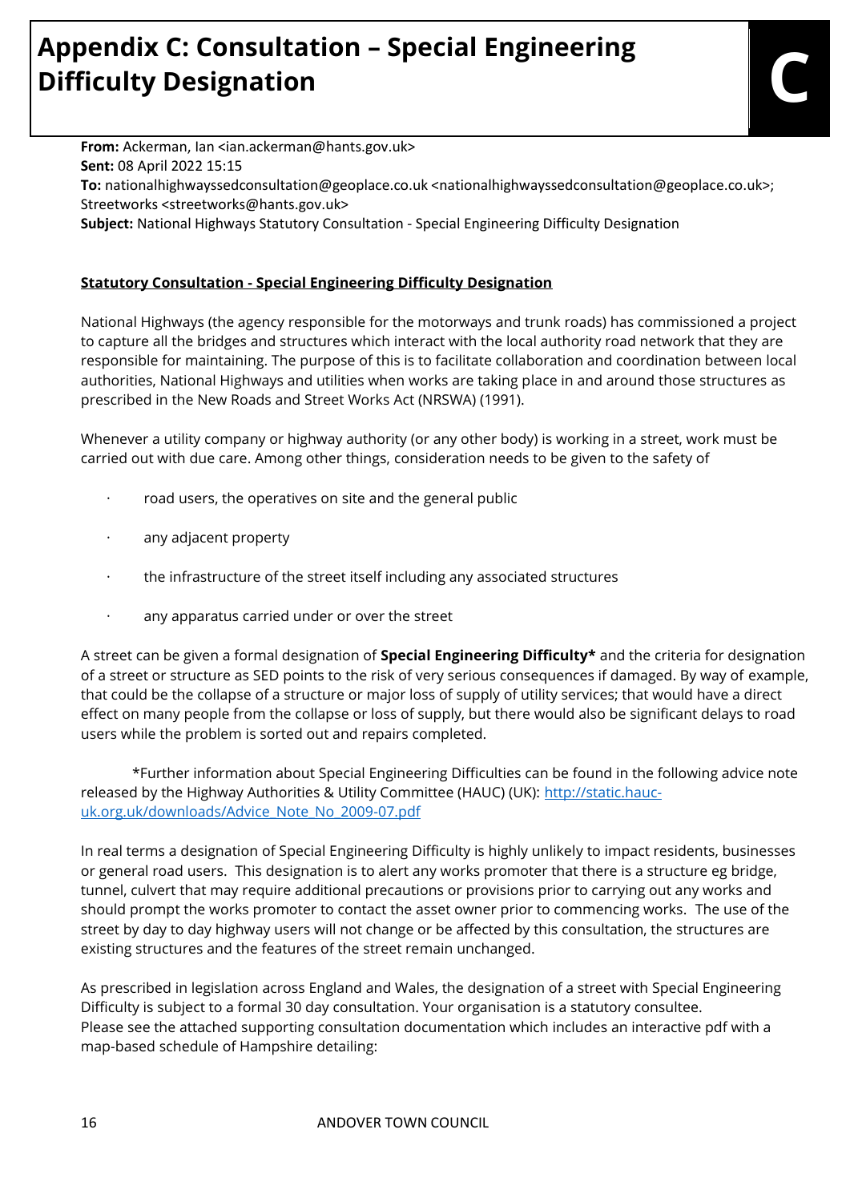# Appendix C: Consultation – Special Engineering Difficulty Designation

**From:** Ackerman, Ian <ian.ackerman@hants.gov.uk>
**Sent:** 08 April 2022 15:15
**To:** nationalhighwayssedconsultation@geoplace.co.uk <nationalhighwayssedconsultation@geoplace.co.uk>; Streetworks <streetworks@hants.gov.uk>
**Subject:** National Highways Statutory Consultation - Special Engineering Difficulty Designation

**Statutory Consultation - Special Engineering Difficulty Designation**

National Highways (the agency responsible for the motorways and trunk roads) has commissioned a project to capture all the bridges and structures which interact with the local authority road network that they are responsible for maintaining. The purpose of this is to facilitate collaboration and coordination between local authorities, National Highways and utilities when works are taking place in and around those structures as prescribed in the New Roads and Street Works Act (NRSWA) (1991).

Whenever a utility company or highway authority (or any other body) is working in a street, work must be carried out with due care. Among other things, consideration needs to be given to the safety of

- road users, the operatives on site and the general public
- any adjacent property
- the infrastructure of the street itself including any associated structures
- any apparatus carried under or over the street

A street can be given a formal designation of **Special Engineering Difficulty*** and the criteria for designation of a street or structure as SED points to the risk of very serious consequences if damaged. By way of example, that could be the collapse of a structure or major loss of supply of utility services; that would have a direct effect on many people from the collapse or loss of supply, but there would also be significant delays to road users while the problem is sorted out and repairs completed.

*Further information about Special Engineering Difficulties can be found in the following advice note released by the Highway Authorities & Utility Committee (HAUC) (UK): http://static.hauc-uk.org.uk/downloads/Advice_Note_No_2009-07.pdf

In real terms a designation of Special Engineering Difficulty is highly unlikely to impact residents, businesses or general road users. This designation is to alert any works promoter that there is a structure eg bridge, tunnel, culvert that may require additional precautions or provisions prior to carrying out any works and should prompt the works promoter to contact the asset owner prior to commencing works. The use of the street by day to day highway users will not change or be affected by this consultation, the structures are existing structures and the features of the street remain unchanged.

As prescribed in legislation across England and Wales, the designation of a street with Special Engineering Difficulty is subject to a formal 30 day consultation. Your organisation is a statutory consultee.
Please see the attached supporting consultation documentation which includes an interactive pdf with a map-based schedule of Hampshire detailing: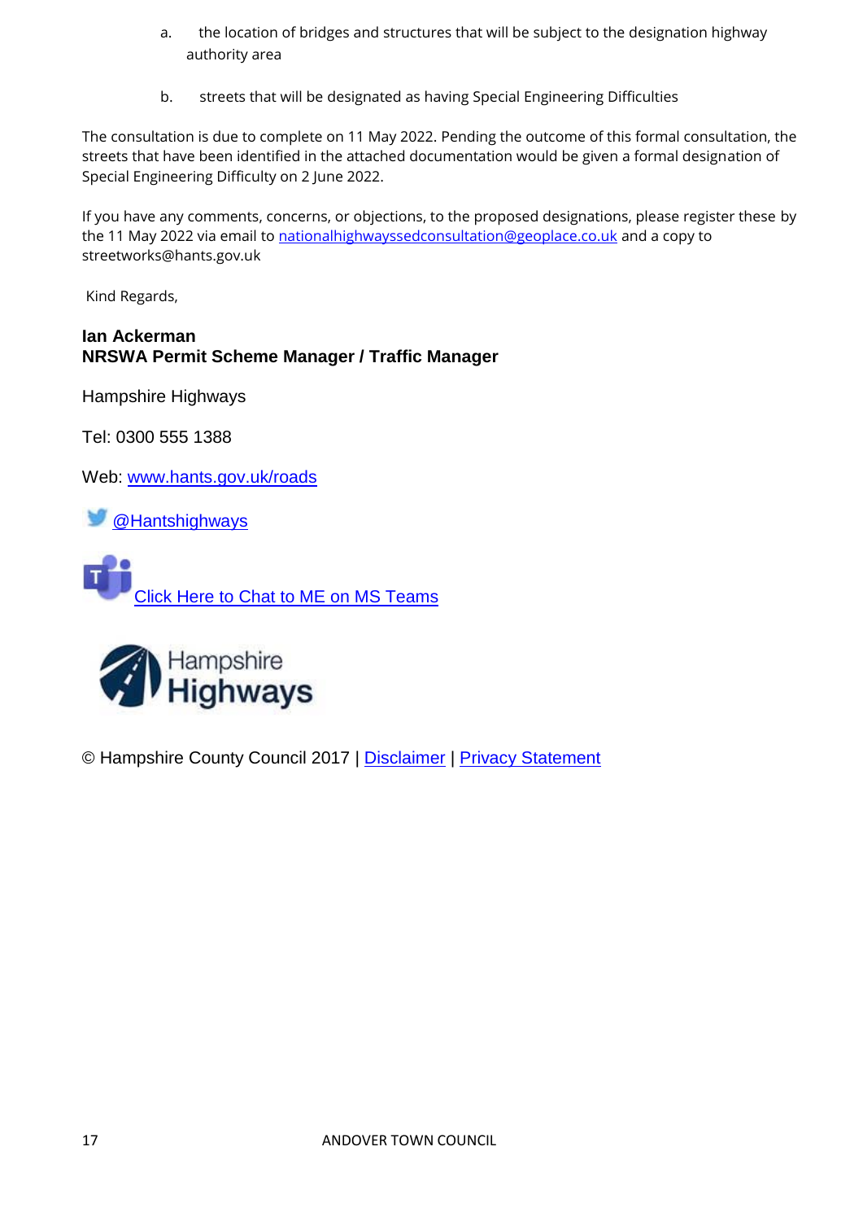a. the location of bridges and structures that will be subject to the designation highway authority area

b. streets that will be designated as having Special Engineering Difficulties

The consultation is due to complete on 11 May 2022. Pending the outcome of this formal consultation, the streets that have been identified in the attached documentation would be given a formal designation of Special Engineering Difficulty on 2 June 2022.

If you have any comments, concerns, or objections, to the proposed designations, please register these by the 11 May 2022 via email to nationalhighwayssedconsultation@geoplace.co.uk and a copy to streetworks@hants.gov.uk

Kind Regards,

**Ian Ackerman**
**NRSWA Permit Scheme Manager / Traffic Manager**

Hampshire Highways

Tel: 0300 555 1388

Web: www.hants.gov.uk/roads

@Hantshighways

Click Here to Chat to ME on MS Teams

Hampshire Highways

© Hampshire County Council 2017 | Disclaimer | Privacy Statement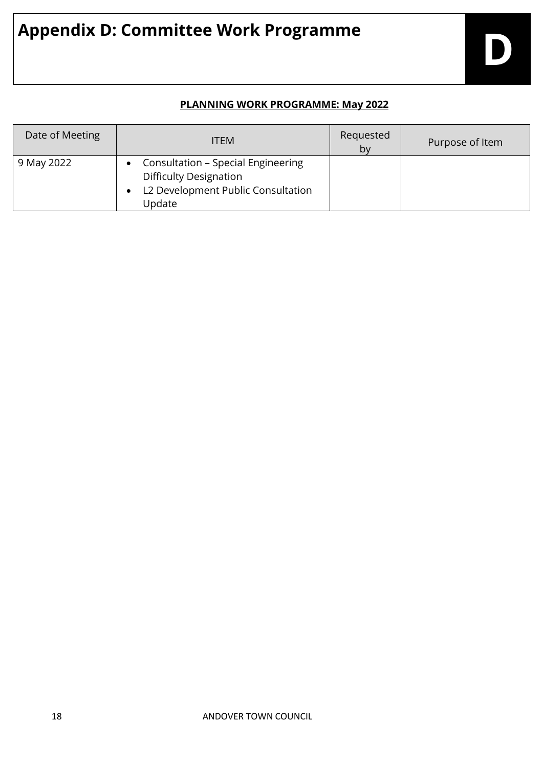# Appendix D: Committee Work Programme

**D**

**PLANNING WORK PROGRAMME: May 2022**

| Date of Meeting | ITEM | Requested by | Purpose of Item |
|---|---|---|---|
| 9 May 2022 | • Consultation – Special Engineering Difficulty Designation<br>• L2 Development Public Consultation Update | | |